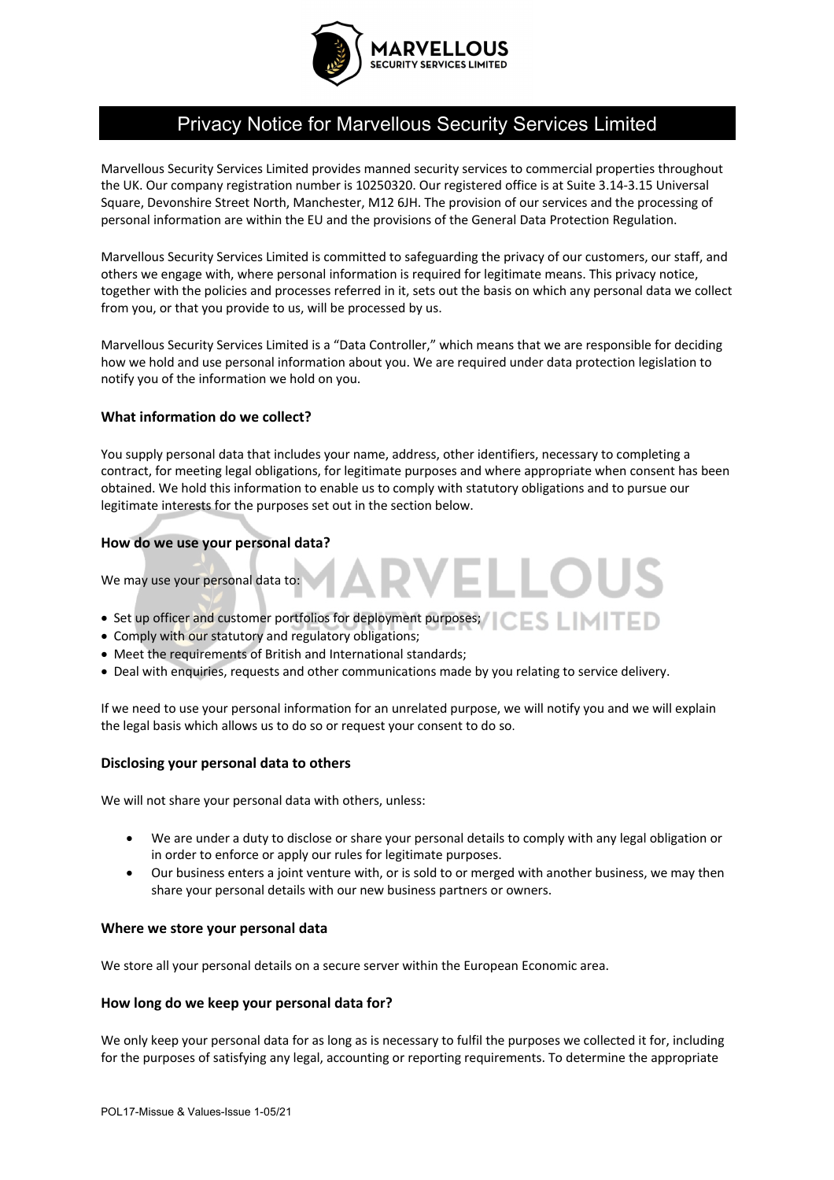# Privacy Notice for Marvellous Security Services Limited

Marvellous Security Services Limited provides manned security services to commercial properties throughout the UK. Our company registration number is 10250320. Our registered office is at Suite 3.14-3.15 Universal Square, Devonshire Street North, Manchester, M12 6JH. The provision of our services and the processing of personal information are within the EU and the provisions of the General Data Protection Regulation.

Marvellous Security Services Limited is committed to safeguarding the privacy of our customers, our staff, and others we engage with, where personal information is required for legitimate means. This privacy notice, together with the policies and processes referred in it, sets out the basis on which any personal data we collect from you, or that you provide to us, will be processed by us.

Marvellous Security Services Limited is a "Data Controller," which means that we are responsible for deciding how we hold and use personal information about you. We are required under data protection legislation to notify you of the information we hold on you.

### What information do we collect?

You supply personal data that includes your name, address, other identifiers, necessary to completing a contract, for meeting legal obligations, for legitimate purposes and where appropriate when consent has been obtained. We hold this information to enable us to comply with statutory obligations and to pursue our legitimate interests for the purposes set out in the section below.

### How do we use your personal data?

We may use your personal data to:

- Set up officer and customer portfolios for deployment purposes;
- Comply with our statutory and regulatory obligations;
- Meet the requirements of British and International standards;
- Deal with enquiries, requests and other communications made by you relating to service delivery.

If we need to use your personal information for an unrelated purpose, we will notify you and we will explain the legal basis which allows us to do so or request your consent to do so.

### Disclosing your personal data to others

We will not share your personal data with others, unless:

- We are under a duty to disclose or share your personal details to comply with any legal obligation or in order to enforce or apply our rules for legitimate purposes.
- Our business enters a joint venture with, or is sold to or merged with another business, we may then share your personal details with our new business partners or owners.

### Where we store your personal data

We store all your personal details on a secure server within the European Economic area.

### How long do we keep your personal data for?

We only keep your personal data for as long as is necessary to fulfil the purposes we collected it for, including for the purposes of satisfying any legal, accounting or reporting requirements. To determine the appropriate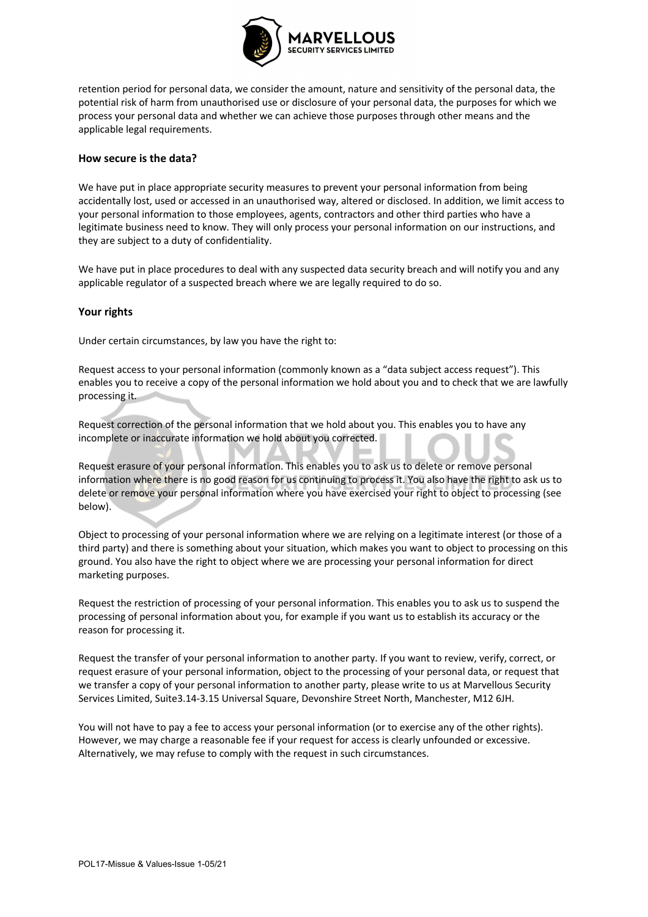retention period for personal data, we consider the amount, nature and sensitivity of the personal data, the potential risk of harm from unauthorised use or disclosure of your personal data, the purposes for which we process your personal data and whether we can achieve those purposes through other means and the applicable legal requirements.

### How secure is the data?

We have put in place appropriate security measures to prevent your personal information from being accidentally lost, used or accessed in an unauthorised way, altered or disclosed. In addition, we limit access to your personal information to those employees, agents, contractors and other third parties who have a legitimate business need to know. They will only process your personal information on our instructions, and they are subject to a duty of confidentiality.

We have put in place procedures to deal with any suspected data security breach and will notify you and any applicable regulator of a suspected breach where we are legally required to do so.

### Your rights

Under certain circumstances, by law you have the right to:

Request access to your personal information (commonly known as a "data subject access request"). This enables you to receive a copy of the personal information we hold about you and to check that we are lawfully processing it.

Request correction of the personal information that we hold about you. This enables you to have any incomplete or inaccurate information we hold about you corrected.

Request erasure of your personal information. This enables you to ask us to delete or remove personal information where there is no good reason for us continuing to process it. You also have the right to ask us to delete or remove your personal information where you have exercised your right to object to processing (see below).

Object to processing of your personal information where we are relying on a legitimate interest (or those of a third party) and there is something about your situation, which makes you want to object to processing on this ground. You also have the right to object where we are processing your personal information for direct marketing purposes.

Request the restriction of processing of your personal information. This enables you to ask us to suspend the processing of personal information about you, for example if you want us to establish its accuracy or the reason for processing it.

Request the transfer of your personal information to another party. If you want to review, verify, correct, or request erasure of your personal information, object to the processing of your personal data, or request that we transfer a copy of your personal information to another party, please write to us at Marvellous Security Services Limited, Suite3.14-3.15 Universal Square, Devonshire Street North, Manchester, M12 6JH.

You will not have to pay a fee to access your personal information (or to exercise any of the other rights). However, we may charge a reasonable fee if your request for access is clearly unfounded or excessive. Alternatively, we may refuse to comply with the request in such circumstances.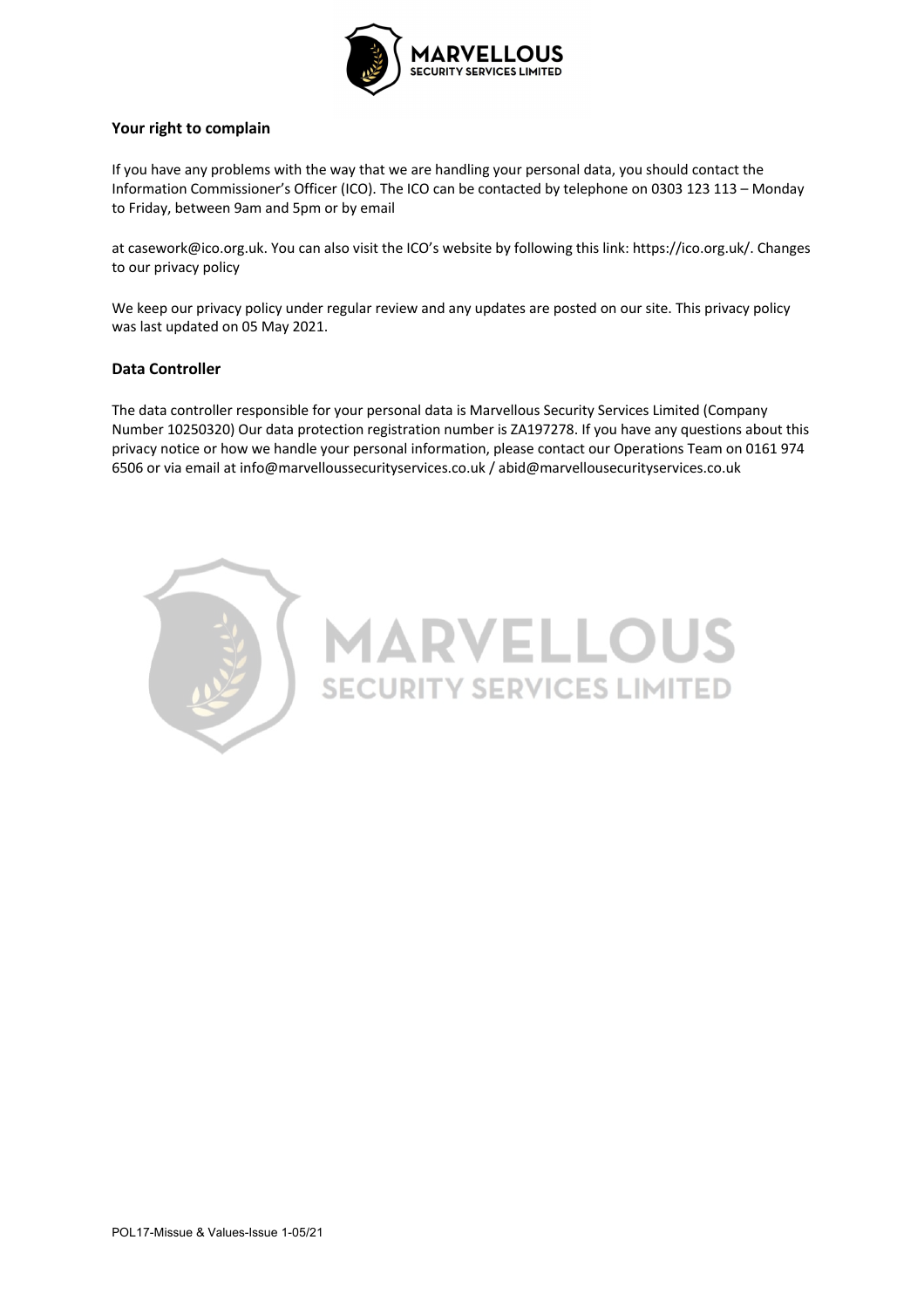## Your right to complain

If you have any problems with the way that we are handling your personal data, you should contact the Information Commissioner's Officer (ICO). The ICO can be contacted by telephone on 0303 123 113 – Monday to Friday, between 9am and 5pm or by email

at casework@ico.org.uk. You can also visit the ICO's website by following this link: https://ico.org.uk/. Changes to our privacy policy

We keep our privacy policy under regular review and any updates are posted on our site. This privacy policy was last updated on 05 May 2021.

## Data Controller

The data controller responsible for your personal data is Marvellous Security Services Limited (Company Number 10250320) Our data protection registration number is ZA197278. If you have any questions about this privacy notice or how we handle your personal information, please contact our Operations Team on 0161 974 6506 or via email at info@marvelloussecurityservices.co.uk / abid@marvellousecurityservices.co.uk